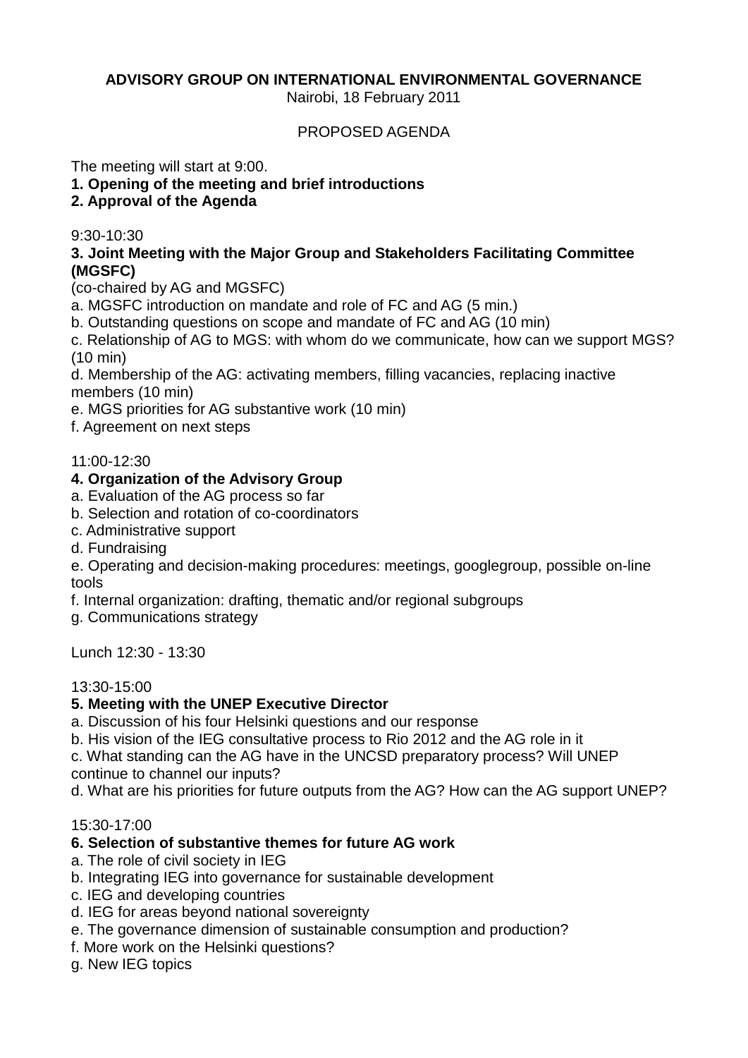**ADVISORY GROUP ON INTERNATIONAL ENVIRONMENTAL GOVERNANCE**

Nairobi, 18 February 2011

PROPOSED AGENDA

The meeting will start at 9:00.

**1. Opening of the meeting and brief introductions**

**2. Approval of the Agenda**

9:30-10:30

**3. Joint Meeting with the Major Group and Stakeholders Facilitating Committee (MGSFC)**

(co-chaired by AG and MGSFC)

a. MGSFC introduction on mandate and role of FC and AG (5 min.)

b. Outstanding questions on scope and mandate of FC and AG (10 min)

c. Relationship of AG to MGS: with whom do we communicate, how can we support MGS? (10 min)

d. Membership of the AG: activating members, filling vacancies, replacing inactive members (10 min)

e. MGS priorities for AG substantive work (10 min)

f. Agreement on next steps

11:00-12:30

**4. Organization of the Advisory Group**

a. Evaluation of the AG process so far

b. Selection and rotation of co-coordinators

c. Administrative support

d. Fundraising

e. Operating and decision-making procedures: meetings, googlegroup, possible on-line tools

f. Internal organization: drafting, thematic and/or regional subgroups

g. Communications strategy

Lunch 12:30 - 13:30

13:30-15:00

**5. Meeting with the UNEP Executive Director**

a. Discussion of his four Helsinki questions and our response

b. His vision of the IEG consultative process to Rio 2012 and the AG role in it

c. What standing can the AG have in the UNCSD preparatory process? Will UNEP continue to channel our inputs?

d. What are his priorities for future outputs from the AG? How can the AG support UNEP?

15:30-17:00

**6. Selection of substantive themes for future AG work**

a. The role of civil society in IEG

b. Integrating IEG into governance for sustainable development

c. IEG and developing countries

d. IEG for areas beyond national sovereignty

e. The governance dimension of sustainable consumption and production?

f. More work on the Helsinki questions?

g. New IEG topics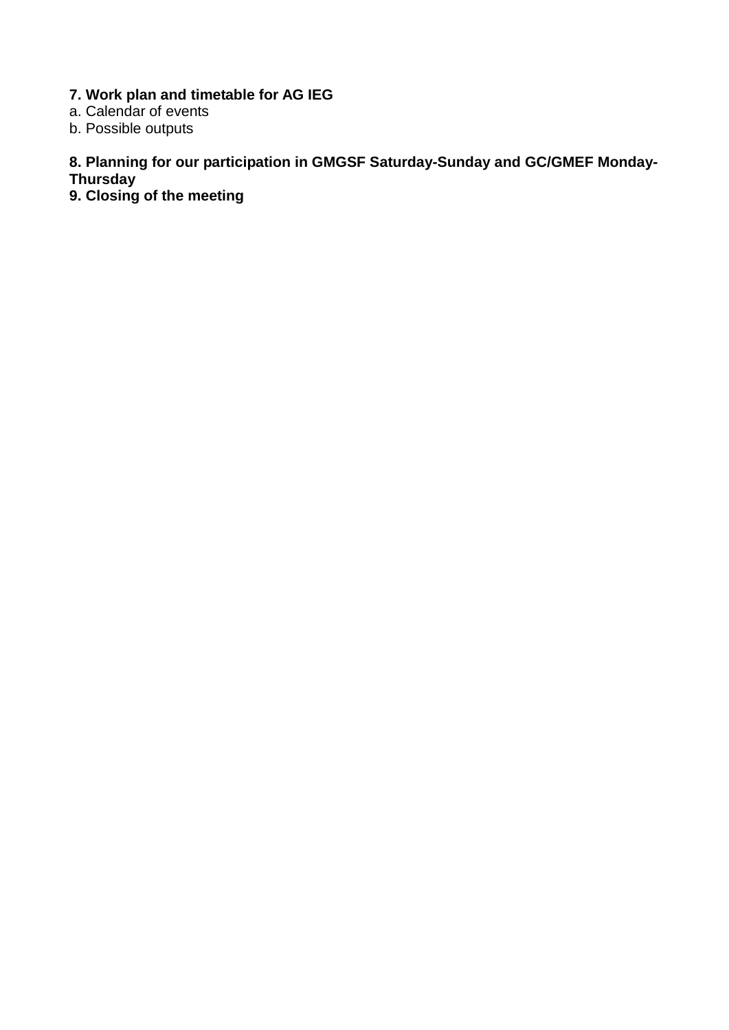**7. Work plan and timetable for AG IEG**

a. Calendar of events
b. Possible outputs

**8. Planning for our participation in GMGSF Saturday-Sunday and GC/GMEF Monday-Thursday**

**9. Closing of the meeting**